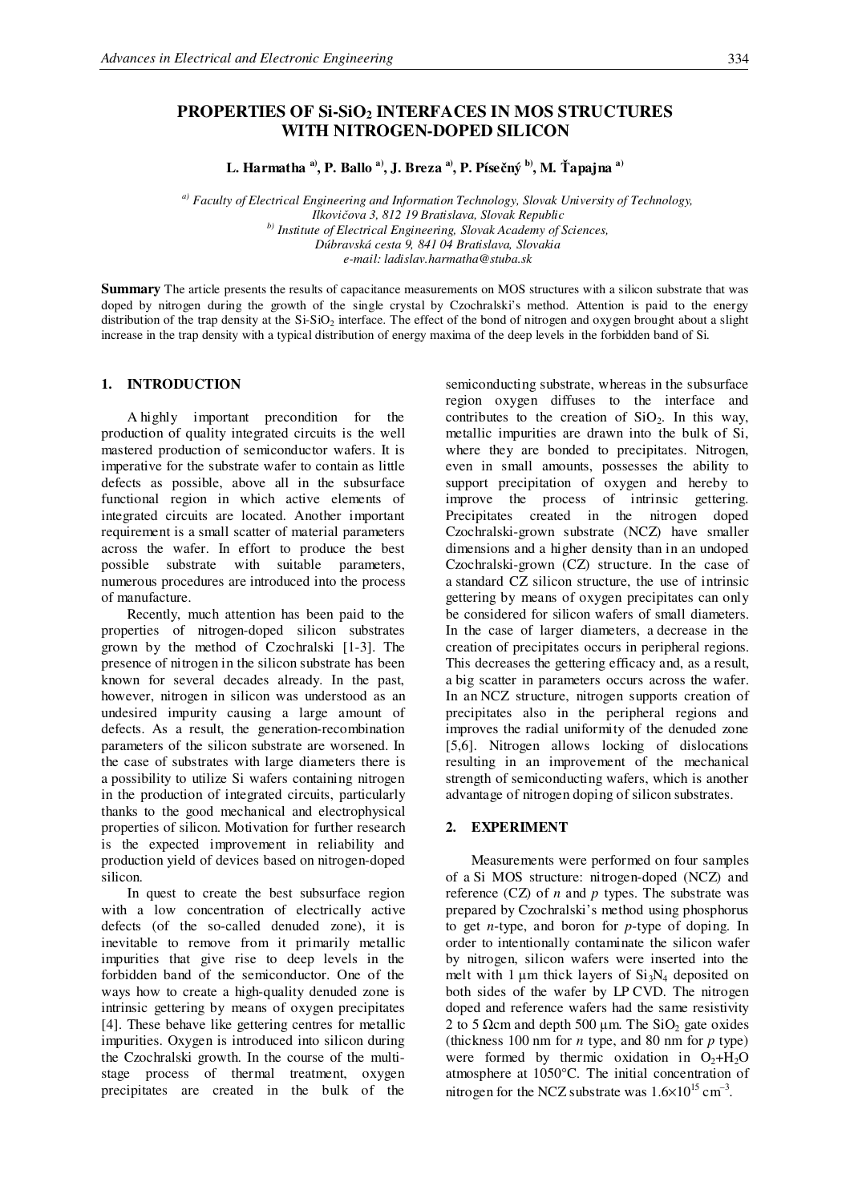# PROPERTIES OF $Si$-$SiO_2$ INTERFACES IN MOS STRUCTURES WITH NITROGEN-DOPED SILICON

**L. Harmatha [a], P. Ballo [a], J. Breza [a], P. Písečný [b], M. Ťapajna [a]**

[a] *Faculty of Electrical Engineering and Information Technology, Slovak University of Technology, Ilkovičova 3, 812 19 Bratislava, Slovak Republic*
[b] *Institute of Electrical Engineering, Slovak Academy of Sciences, Dúbravská cesta 9, 841 04 Bratislava, Slovakia*
*e-mail: ladislav.harmatha@stuba.sk*

**Summary** The article presents the results of capacitance measurements on MOS structures with a silicon substrate that was doped by nitrogen during the growth of the single crystal by Czochralski's method. Attention is paid to the energy distribution of the trap density at the $Si$-$SiO_2$ interface. The effect of the bond of nitrogen and oxygen brought about a slight increase in the trap density with a typical distribution of energy maxima of the deep levels in the forbidden band of Si.

## 1. INTRODUCTION

A highly important precondition for the production of quality integrated circuits is the well mastered production of semiconductor wafers. It is imperative for the substrate wafer to contain as little defects as possible, above all in the subsurface functional region in which active elements of integrated circuits are located. Another important requirement is a small scatter of material parameters across the wafer. In effort to produce the best possible substrate with suitable parameters, numerous procedures are introduced into the process of manufacture.

Recently, much attention has been paid to the properties of nitrogen-doped silicon substrates grown by the method of Czochralski [1-3]. The presence of nitrogen in the silicon substrate has been known for several decades already. In the past, however, nitrogen in silicon was understood as an undesired impurity causing a large amount of defects. As a result, the generation-recombination parameters of the silicon substrate are worsened. In the case of substrates with large diameters there is a possibility to utilize Si wafers containing nitrogen in the production of integrated circuits, particularly thanks to the good mechanical and electrophysical properties of silicon. Motivation for further research is the expected improvement in reliability and production yield of devices based on nitrogen-doped silicon.

In quest to create the best subsurface region with a low concentration of electrically active defects (of the so-called denuded zone), it is inevitable to remove from it primarily metallic impurities that give rise to deep levels in the forbidden band of the semiconductor. One of the ways how to create a high-quality denuded zone is intrinsic gettering by means of oxygen precipitates [4]. These behave like gettering centres for metallic impurities. Oxygen is introduced into silicon during the Czochralski growth. In the course of the multi-stage process of thermal treatment, oxygen precipitates are created in the bulk of the semiconducting substrate, whereas in the subsurface region oxygen diffuses to the interface and contributes to the creation of $SiO_2$. In this way, metallic impurities are drawn into the bulk of Si, where they are bonded to precipitates. Nitrogen, even in small amounts, possesses the ability to support precipitation of oxygen and hereby to improve the process of intrinsic gettering. Precipitates created in the nitrogen doped Czochralski-grown substrate (NCZ) have smaller dimensions and a higher density than in an undoped Czochralski-grown (CZ) structure. In the case of a standard CZ silicon structure, the use of intrinsic gettering by means of oxygen precipitates can only be considered for silicon wafers of small diameters. In the case of larger diameters, a decrease in the creation of precipitates occurs in peripheral regions. This decreases the gettering efficacy and, as a result, a big scatter in parameters occurs across the wafer. In an NCZ structure, nitrogen supports creation of precipitates also in the peripheral regions and improves the radial uniformity of the denuded zone [5,6]. Nitrogen allows locking of dislocations resulting in an improvement of the mechanical strength of semiconducting wafers, which is another advantage of nitrogen doping of silicon substrates.

## 2. EXPERIMENT

Measurements were performed on four samples of a Si MOS structure: nitrogen-doped (NCZ) and reference (CZ) of *n* and *p* types. The substrate was prepared by Czochralski's method using phosphorus to get *n*-type, and boron for *p*-type of doping. In order to intentionally contaminate the silicon wafer by nitrogen, silicon wafers were inserted into the melt with 1 µm thick layers of $Si_3N_4$ deposited on both sides of the wafer by LP CVD. The nitrogen doped and reference wafers had the same resistivity 2 to 5 Ωcm and depth 500 µm. The $SiO_2$ gate oxides (thickness 100 nm for *n* type, and 80 nm for *p* type) were formed by thermic oxidation in $O_2$+$H_2O$ atmosphere at 1050°C. The initial concentration of nitrogen for the NCZ substrate was $1.6 \times 10^{15}$ cm$^{-3}$.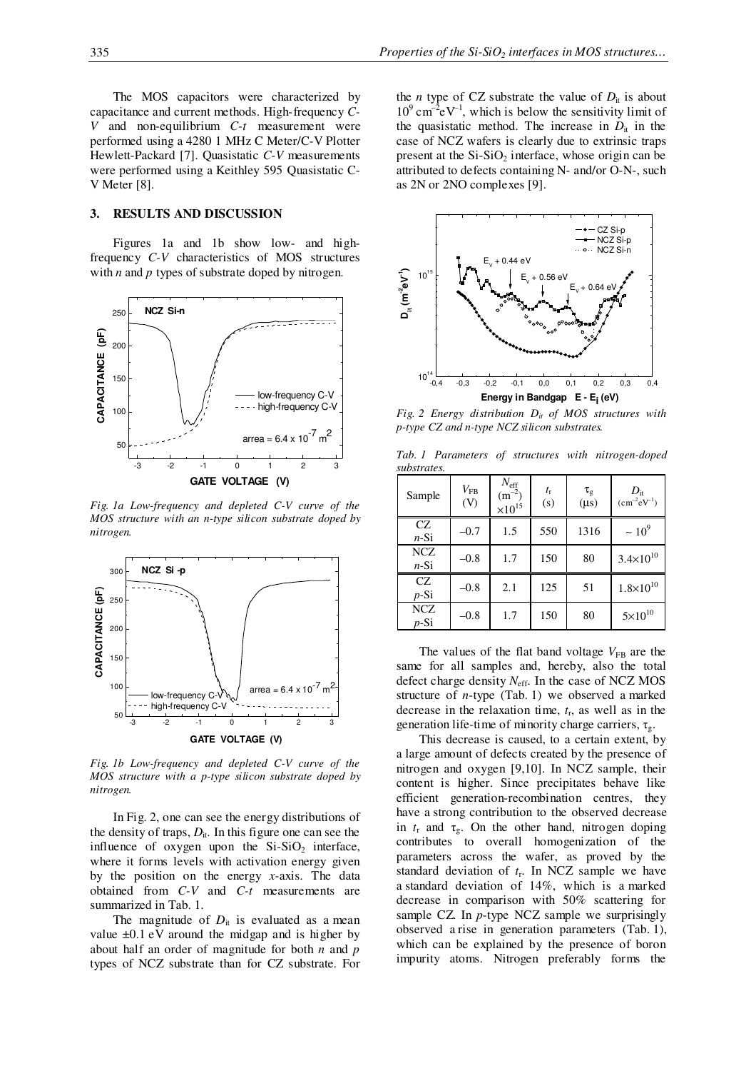The MOS capacitors were characterized by capacitance and current methods. High-frequency *C-V* and non-equilibrium *C-t* measurement were performed using a 4280 1 MHz C Meter/C-V Plotter Hewlett-Packard [7]. Quasistatic *C-V* measurements were performed using a Keithley 595 Quasistatic C-V Meter [8].

## 3. RESULTS AND DISCUSSION

Figures 1a and 1b show low- and high-frequency *C-V* characteristics of MOS structures with *n* and *p* types of substrate doped by nitrogen.

*Fig. 1a Low-frequency and depleted C-V curve of the MOS structure with an n-type silicon substrate doped by nitrogen.*

*Fig. 1b Low-frequency and depleted C-V curve of the MOS structure with a p-type silicon substrate doped by nitrogen.*

In Fig. 2, one can see the energy distributions of the density of traps, $D_{it}$. In this figure one can see the influence of oxygen upon the $Si$-$SiO_2$ interface, where it forms levels with activation energy given by the position on the energy *x*-axis. The data obtained from *C-V* and *C-t* measurements are summarized in Tab. 1.

The magnitude of $D_{it}$ is evaluated as a mean value ±0.1 eV around the midgap and is higher by about half an order of magnitude for both *n* and *p* types of NCZ substrate than for CZ substrate. For the *n* type of CZ substrate the value of $D_{it}$ is about $10^9$ cm$^{-2}$eV$^{-1}$, which is below the sensitivity limit of the quasistatic method. The increase in $D_{it}$ in the case of NCZ wafers is clearly due to extrinsic traps present at the $Si$-$SiO_2$ interface, whose origin can be attributed to defects containing N- and/or O-N-, such as 2N or 2NO complexes [9].

*Fig. 2 Energy distribution $D_{it}$ of MOS structures with p-type CZ and n-type NCZ silicon substrates.*

*Tab. 1 Parameters of structures with nitrogen-doped substrates.*

| Sample | $V_{FB}$ (V) | $N_{eff}$ (m$^{-2}$) $\times 10^{15}$ | $t_r$ (s) | $\tau_g$ (μs) | $D_{it}$ (cm$^{-2}$eV$^{-1}$) |
|---|---|---|---|---|---|
| CZ *n*-Si | –0.7 | 1.5 | 550 | 1316 | $\sim 10^9$ |
| NCZ *n*-Si | –0.8 | 1.7 | 150 | 80 | $3.4\times10^{10}$ |
| CZ *p*-Si | –0.8 | 2.1 | 125 | 51 | $1.8\times10^{10}$ |
| NCZ *p*-Si | –0.8 | 1.7 | 150 | 80 | $5\times10^{10}$ |

The values of the flat band voltage $V_{FB}$ are the same for all samples and, hereby, also the total defect charge density $N_{eff}$. In the case of NCZ MOS structure of *n*-type (Tab. 1) we observed a marked decrease in the relaxation time, $t_r$, as well as in the generation life-time of minority charge carriers, $\tau_g$.

This decrease is caused, to a certain extent, by a large amount of defects created by the presence of nitrogen and oxygen [9,10]. In NCZ sample, their content is higher. Since precipitates behave like efficient generation-recombination centres, they have a strong contribution to the observed decrease in $t_r$ and $\tau_g$. On the other hand, nitrogen doping contributes to overall homogenization of the parameters across the wafer, as proved by the standard deviation of $t_r$. In NCZ sample we have a standard deviation of 14%, which is a marked decrease in comparison with 50% scattering for sample CZ. In *p*-type NCZ sample we surprisingly observed a rise in generation parameters (Tab. 1), which can be explained by the presence of boron impurity atoms. Nitrogen preferably forms the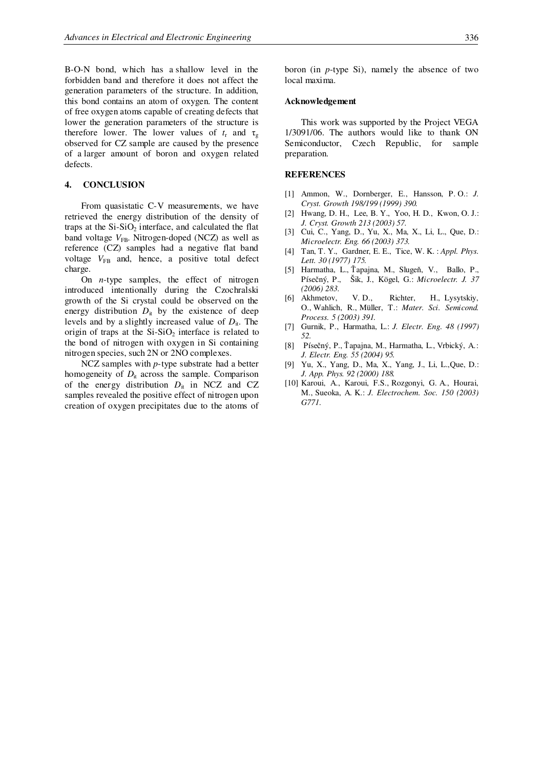B-O-N bond, which has a shallow level in the forbidden band and therefore it does not affect the generation parameters of the structure. In addition, this bond contains an atom of oxygen. The content of free oxygen atoms capable of creating defects that lower the generation parameters of the structure is therefore lower. The lower values of $t_r$ and $\tau_g$ observed for CZ sample are caused by the presence of a larger amount of boron and oxygen related defects.

## 4. CONCLUSION

From quasistatic C-V measurements, we have retrieved the energy distribution of the density of traps at the Si-$SiO_2$ interface, and calculated the flat band voltage $V_{FB}$. Nitrogen-doped (NCZ) as well as reference (CZ) samples had a negative flat band voltage $V_{FB}$ and, hence, a positive total defect charge.

On *n*-type samples, the effect of nitrogen introduced intentionally during the Czochralski growth of the Si crystal could be observed on the energy distribution $D_{it}$ by the existence of deep levels and by a slightly increased value of $D_{it}$. The origin of traps at the Si-$SiO_2$ interface is related to the bond of nitrogen with oxygen in Si containing nitrogen species, such 2N or 2NO complexes.

NCZ samples with *p*-type substrate had a better homogeneity of $D_{it}$ across the sample. Comparison of the energy distribution $D_{it}$ in NCZ and CZ samples revealed the positive effect of nitrogen upon creation of oxygen precipitates due to the atoms of boron (in *p*-type Si), namely the absence of two local maxima.

### Acknowledgement

This work was supported by the Project VEGA 1/3091/06. The authors would like to thank ON Semiconductor, Czech Republic, for sample preparation.

## REFERENCES

[1] Ammon, W., Dornberger, E., Hansson, P. O.: *J. Cryst. Growth 198/199 (1999) 390.*

[2] Hwang, D. H., Lee, B. Y., Yoo, H. D., Kwon, O. J.: *J. Cryst. Growth 213 (2003) 57.*

[3] Cui, C., Yang, D., Yu, X., Ma, X., Li, L., Que, D.: *Microelectr. Eng. 66 (2003) 373.*

[4] Tan, T. Y., Gardner, E. E., Tice, W. K. : *Appl. Phys. Lett. 30 (1977) 175.*

[5] Harmatha, L., Ťapajna, M., Slugeň, V., Ballo, P., Písečný, P., Šik, J., Kögel, G.: *Microelectr. J. 37 (2006) 283.*

[6] Akhmetov, V. D., Richter, H., Lysytskiy, O., Wahlich, R., Müller, T.: *Mater. Sci. Semicond. Process. 5 (2003) 391.*

[7] Gurnik, P., Harmatha, L.: *J. Electr. Eng. 48 (1997) 52.*

[8] Písečný, P., Ťapajna, M., Harmatha, L., Vrbický, A.: *J. Electr. Eng. 55 (2004) 95.*

[9] Yu, X., Yang, D., Ma, X., Yang, J., Li, L.,Que, D.: *J. App. Phys. 92 (2000) 188.*

[10] Karoui, A., Karoui, F.S., Rozgonyi, G. A., Hourai, M., Sueoka, A. K.: *J. Electrochem. Soc. 150 (2003) G771.*